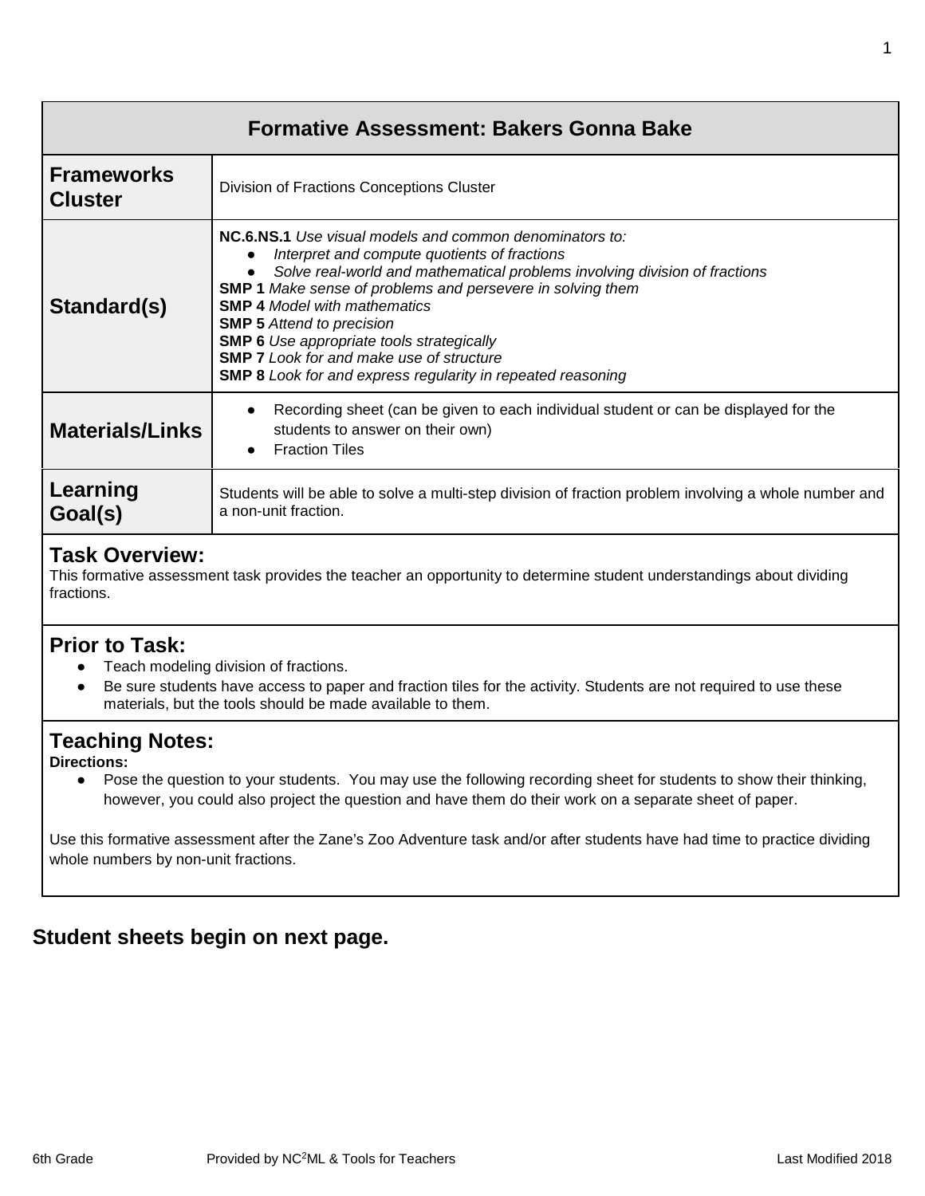# Formative Assessment: Bakers Gonna Bake

| | |
|---|---|
| **Frameworks Cluster** | Division of Fractions Conceptions Cluster |
| **Standard(s)** | **NC.6.NS.1** *Use visual models and common denominators to:*<br>● *Interpret and compute quotients of fractions*<br>● *Solve real-world and mathematical problems involving division of fractions*<br>**SMP 1** *Make sense of problems and persevere in solving them*<br>**SMP 4** *Model with mathematics*<br>**SMP 5** *Attend to precision*<br>**SMP 6** *Use appropriate tools strategically*<br>**SMP 7** *Look for and make use of structure*<br>**SMP 8** *Look for and express regularity in repeated reasoning* |
| **Materials/Links** | ● Recording sheet (can be given to each individual student or can be displayed for the students to answer on their own)<br>● Fraction Tiles |
| **Learning Goal(s)** | Students will be able to solve a multi-step division of fraction problem involving a whole number and a non-unit fraction. |

## Task Overview:

This formative assessment task provides the teacher an opportunity to determine student understandings about dividing fractions.

## Prior to Task:

- Teach modeling division of fractions.
- Be sure students have access to paper and fraction tiles for the activity. Students are not required to use these materials, but the tools should be made available to them.

## Teaching Notes:

**Directions:**

- Pose the question to your students. You may use the following recording sheet for students to show their thinking, however, you could also project the question and have them do their work on a separate sheet of paper.

Use this formative assessment after the Zane's Zoo Adventure task and/or after students have had time to practice dividing whole numbers by non-unit fractions.

**Student sheets begin on next page.**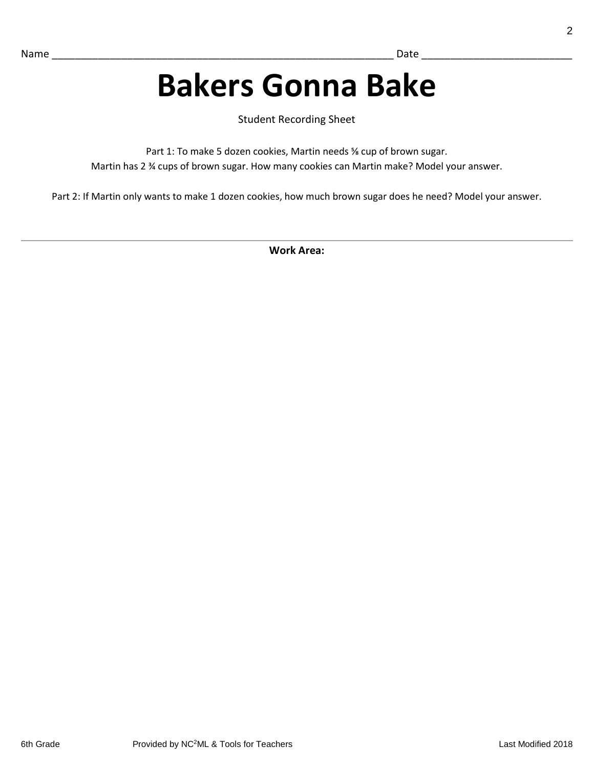Name ____________________________________________________________ Date _________________________

# Bakers Gonna Bake

Student Recording Sheet

Part 1: To make 5 dozen cookies, Martin needs $\frac{5}{8}$ cup of brown sugar.
Martin has $2\frac{3}{4}$ cups of brown sugar. How many cookies can Martin make? Model your answer.

Part 2: If Martin only wants to make 1 dozen cookies, how much brown sugar does he need? Model your answer.

---

**Work Area:**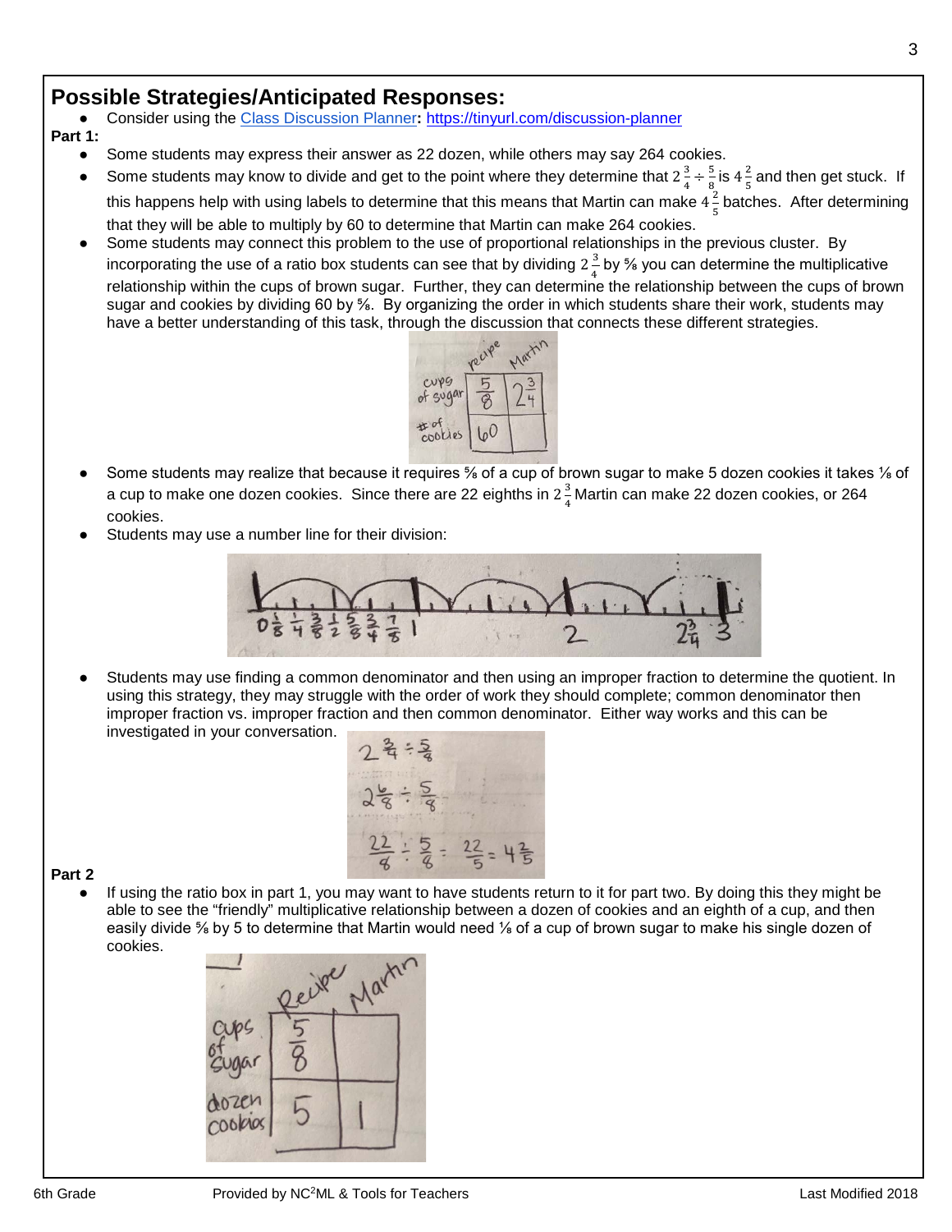## Possible Strategies/Anticipated Responses:

- Consider using the Class Discussion Planner**:** https://tinyurl.com/discussion-planner

**Part 1:**

- Some students may express their answer as 22 dozen, while others may say 264 cookies.
- Some students may know to divide and get to the point where they determine that $2\frac{3}{4} \div \frac{5}{8}$ is $4\frac{2}{5}$ and then get stuck. If this happens help with using labels to determine that this means that Martin can make $4\frac{2}{5}$ batches. After determining that they will be able to multiply by 60 to determine that Martin can make 264 cookies.
- Some students may connect this problem to the use of proportional relationships in the previous cluster. By incorporating the use of a ratio box students can see that by dividing $2\frac{3}{4}$ by ⅝ you can determine the multiplicative relationship within the cups of brown sugar. Further, they can determine the relationship between the cups of brown sugar and cookies by dividing 60 by ⅝. By organizing the order in which students share their work, students may have a better understanding of this task, through the discussion that connects these different strategies.

| | recipe | Martin |
|---|---|---|
| cups of sugar | $\frac{5}{8}$ | $2\frac{3}{4}$ |
| # of cookies | 60 | |

- Some students may realize that because it requires ⅝ of a cup of brown sugar to make 5 dozen cookies it takes ⅛ of a cup to make one dozen cookies. Since there are 22 eighths in $2\frac{3}{4}$ Martin can make 22 dozen cookies, or 264 cookies.
- Students may use a number line for their division:

$0 \quad \frac{1}{8} \quad \frac{1}{4} \quad \frac{3}{8} \quad \frac{1}{2} \quad \frac{5}{8} \quad \frac{3}{4} \quad \frac{7}{8} \quad 1 \quad 2 \quad 2\frac{3}{4} \quad 3$

- Students may use finding a common denominator and then using an improper fraction to determine the quotient. In using this strategy, they may struggle with the order of work they should complete; common denominator then improper fraction vs. improper fraction and then common denominator. Either way works and this can be investigated in your conversation.

$$2\frac{3}{4} \div \frac{5}{8}$$

$$2\frac{6}{8} \div \frac{5}{8}$$

$$\frac{22}{8} \div \frac{5}{8} = \frac{22}{5} = 4\frac{2}{5}$$

**Part 2**

- If using the ratio box in part 1, you may want to have students return to it for part two. By doing this they might be able to see the "friendly" multiplicative relationship between a dozen of cookies and an eighth of a cup, and then easily divide ⅝ by 5 to determine that Martin would need ⅛ of a cup of brown sugar to make his single dozen of cookies.

| | Recipe | Martin |
|---|---|---|
| cups of sugar | $\frac{5}{8}$ | |
| dozen cookies | 5 | 1 |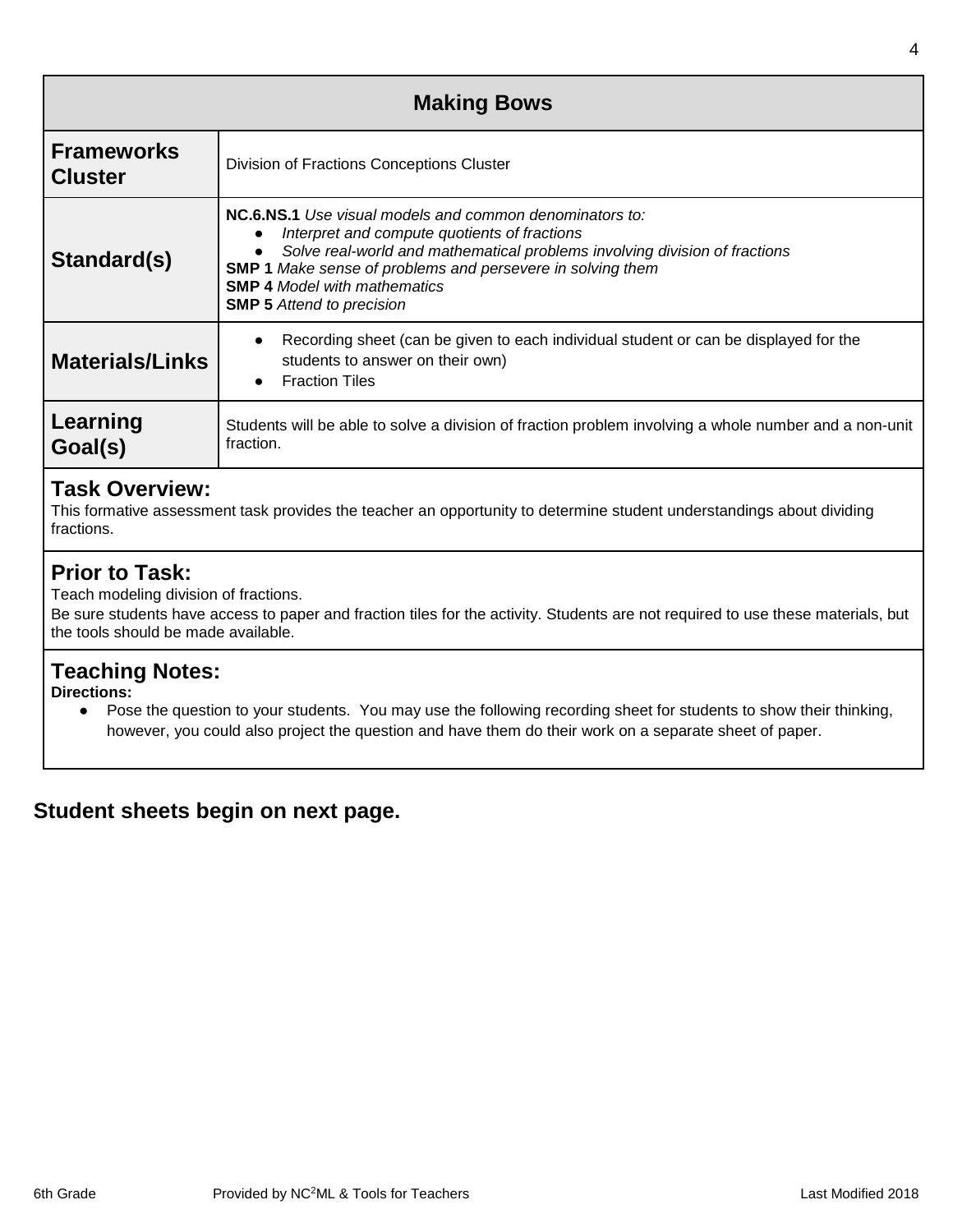# Making Bows

| **Frameworks Cluster** | Division of Fractions Conceptions Cluster |
|---|---|
| **Standard(s)** | **NC.6.NS.1** *Use visual models and common denominators to:* <br>• *Interpret and compute quotients of fractions* <br>• *Solve real-world and mathematical problems involving division of fractions* <br>**SMP 1** *Make sense of problems and persevere in solving them* <br>**SMP 4** *Model with mathematics* <br>**SMP 5** *Attend to precision* |
| **Materials/Links** | • Recording sheet (can be given to each individual student or can be displayed for the students to answer on their own) <br>• Fraction Tiles |
| **Learning Goal(s)** | Students will be able to solve a division of fraction problem involving a whole number and a non-unit fraction. |

## Task Overview:

This formative assessment task provides the teacher an opportunity to determine student understandings about dividing fractions.

## Prior to Task:

Teach modeling division of fractions.

Be sure students have access to paper and fraction tiles for the activity. Students are not required to use these materials, but the tools should be made available.

## Teaching Notes:

**Directions:**

- Pose the question to your students. You may use the following recording sheet for students to show their thinking, however, you could also project the question and have them do their work on a separate sheet of paper.

**Student sheets begin on next page.**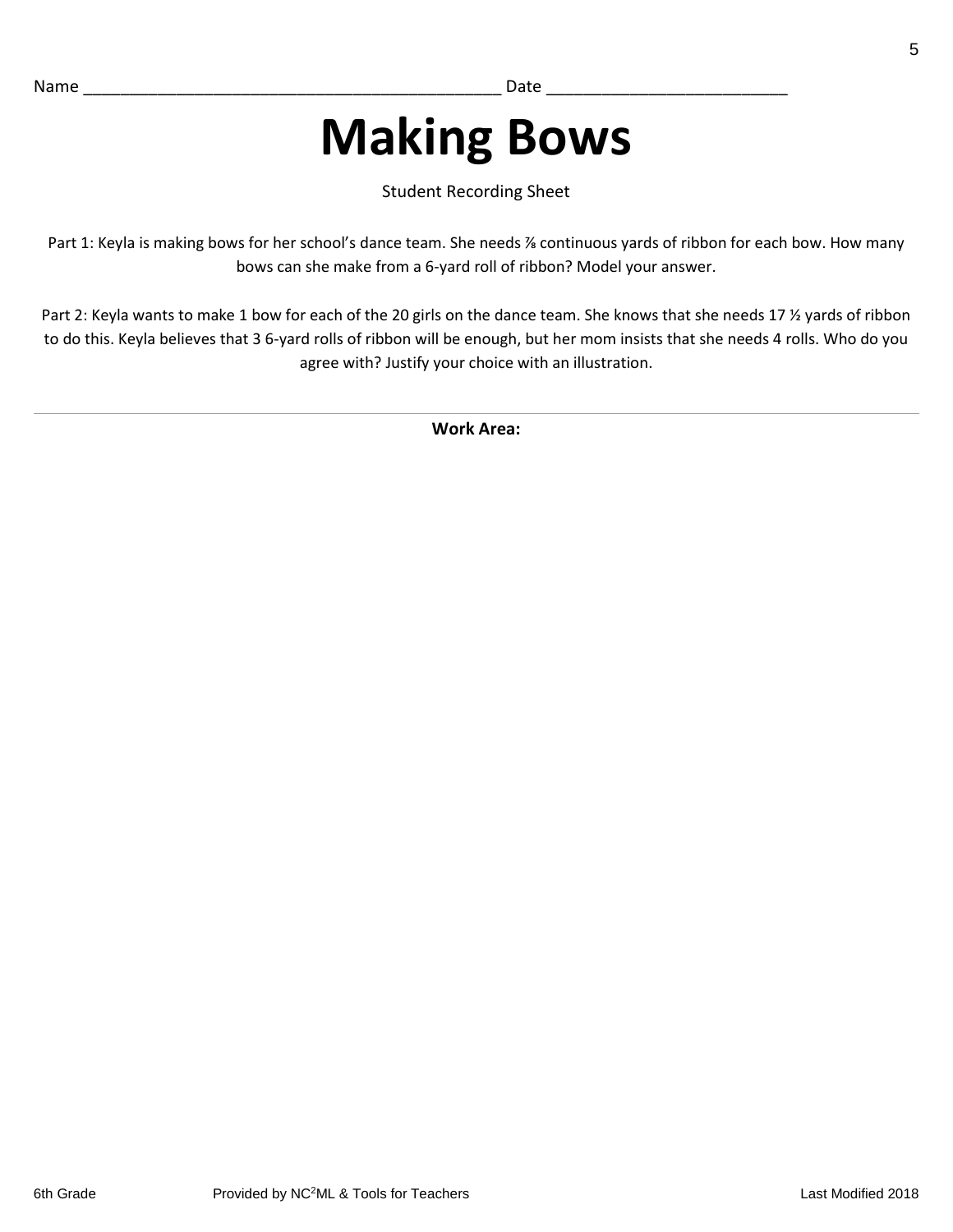Name ______________________________________________ Date _________________________

# Making Bows

Student Recording Sheet

Part 1: Keyla is making bows for her school's dance team. She needs $\frac{7}{8}$ continuous yards of ribbon for each bow. How many bows can she make from a 6-yard roll of ribbon? Model your answer.

Part 2: Keyla wants to make 1 bow for each of the 20 girls on the dance team. She knows that she needs 17 $\frac{1}{2}$ yards of ribbon to do this. Keyla believes that 3 6-yard rolls of ribbon will be enough, but her mom insists that she needs 4 rolls. Who do you agree with? Justify your choice with an illustration.

---

**Work Area:**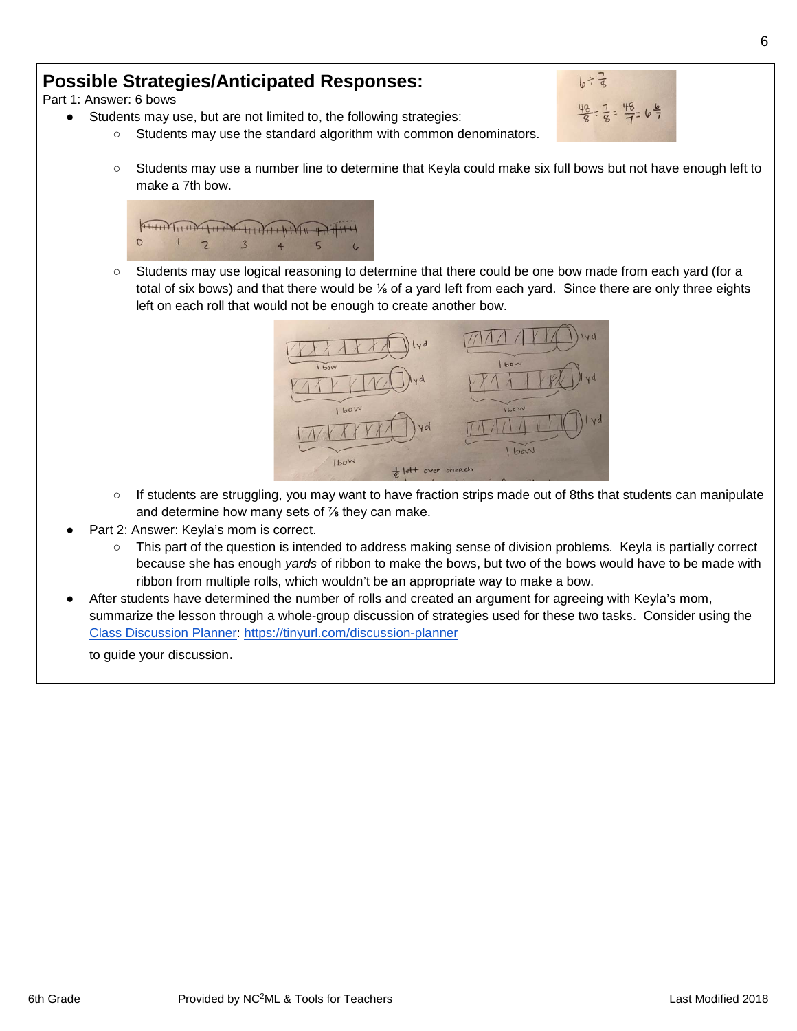## Possible Strategies/Anticipated Responses:

Part 1: Answer: 6 bows

- Students may use, but are not limited to, the following strategies:
  - Students may use the standard algorithm with common denominators.
  - Students may use a number line to determine that Keyla could make six full bows but not have enough left to make a 7th bow.
  - Students may use logical reasoning to determine that there could be one bow made from each yard (for a total of six bows) and that there would be ⅛ of a yard left from each yard. Since there are only three eights left on each roll that would not be enough to create another bow.
  - If students are struggling, you may want to have fraction strips made out of 8ths that students can manipulate and determine how many sets of ⅞ they can make.
- Part 2: Answer: Keyla's mom is correct.
  - This part of the question is intended to address making sense of division problems. Keyla is partially correct because she has enough *yards* of ribbon to make the bows, but two of the bows would have to be made with ribbon from multiple rolls, which wouldn't be an appropriate way to make a bow.
- After students have determined the number of rolls and created an argument for agreeing with Keyla's mom, summarize the lesson through a whole-group discussion of strategies used for these two tasks. Consider using the [Class Discussion Planner](https://tinyurl.com/discussion-planner): [https://tinyurl.com/discussion-planner](https://tinyurl.com/discussion-planner)

  to guide your discussion.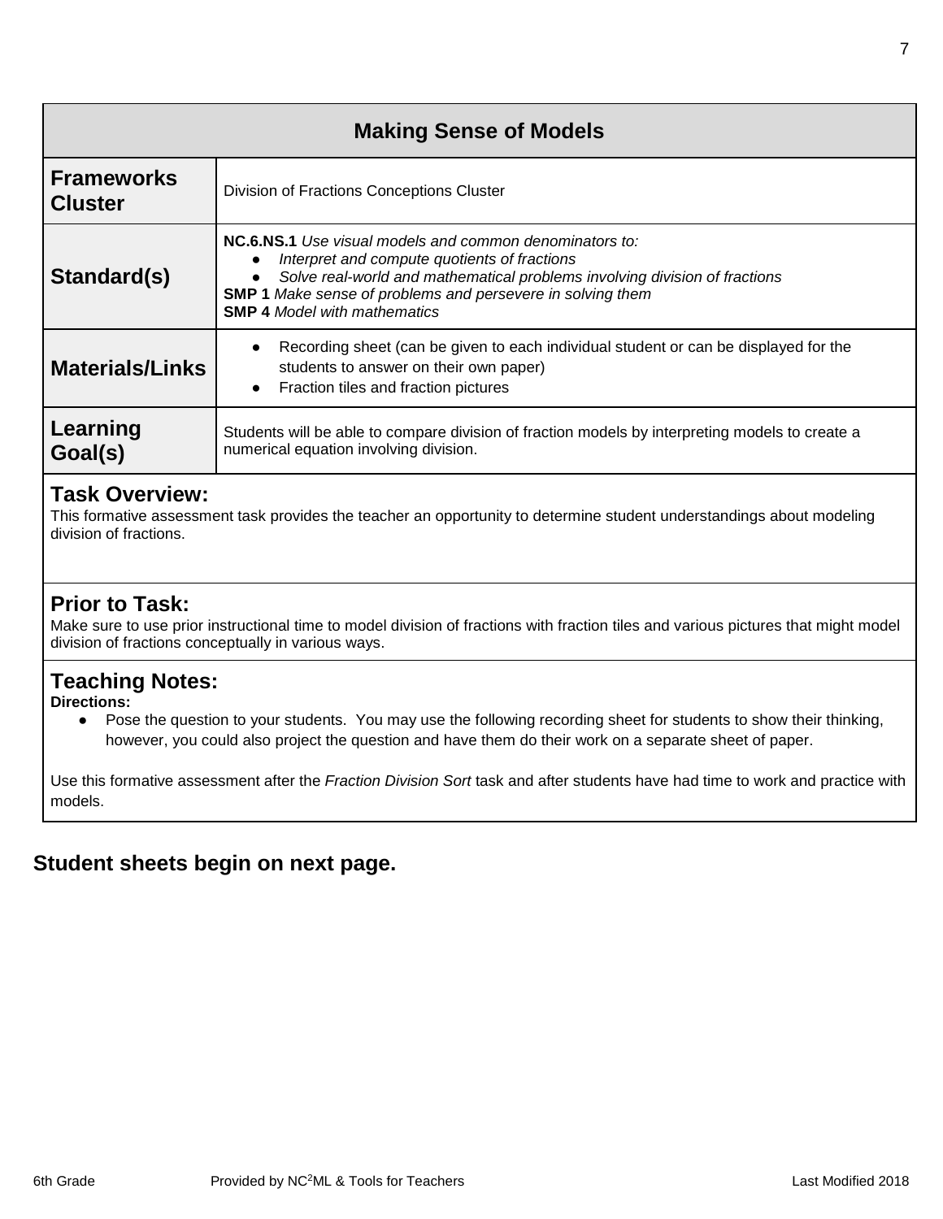# Making Sense of Models

| | |
|---|---|
| **Frameworks Cluster** | Division of Fractions Conceptions Cluster |
| **Standard(s)** | **NC.6.NS.1** *Use visual models and common denominators to:*<br>• *Interpret and compute quotients of fractions*<br>• *Solve real-world and mathematical problems involving division of fractions*<br>**SMP 1** *Make sense of problems and persevere in solving them*<br>**SMP 4** *Model with mathematics* |
| **Materials/Links** | • Recording sheet (can be given to each individual student or can be displayed for the students to answer on their own paper)<br>• Fraction tiles and fraction pictures |
| **Learning Goal(s)** | Students will be able to compare division of fraction models by interpreting models to create a numerical equation involving division. |

## Task Overview:

This formative assessment task provides the teacher an opportunity to determine student understandings about modeling division of fractions.

## Prior to Task:

Make sure to use prior instructional time to model division of fractions with fraction tiles and various pictures that might model division of fractions conceptually in various ways.

## Teaching Notes:

**Directions:**

- Pose the question to your students. You may use the following recording sheet for students to show their thinking, however, you could also project the question and have them do their work on a separate sheet of paper.

Use this formative assessment after the *Fraction Division Sort* task and after students have had time to work and practice with models.

**Student sheets begin on next page.**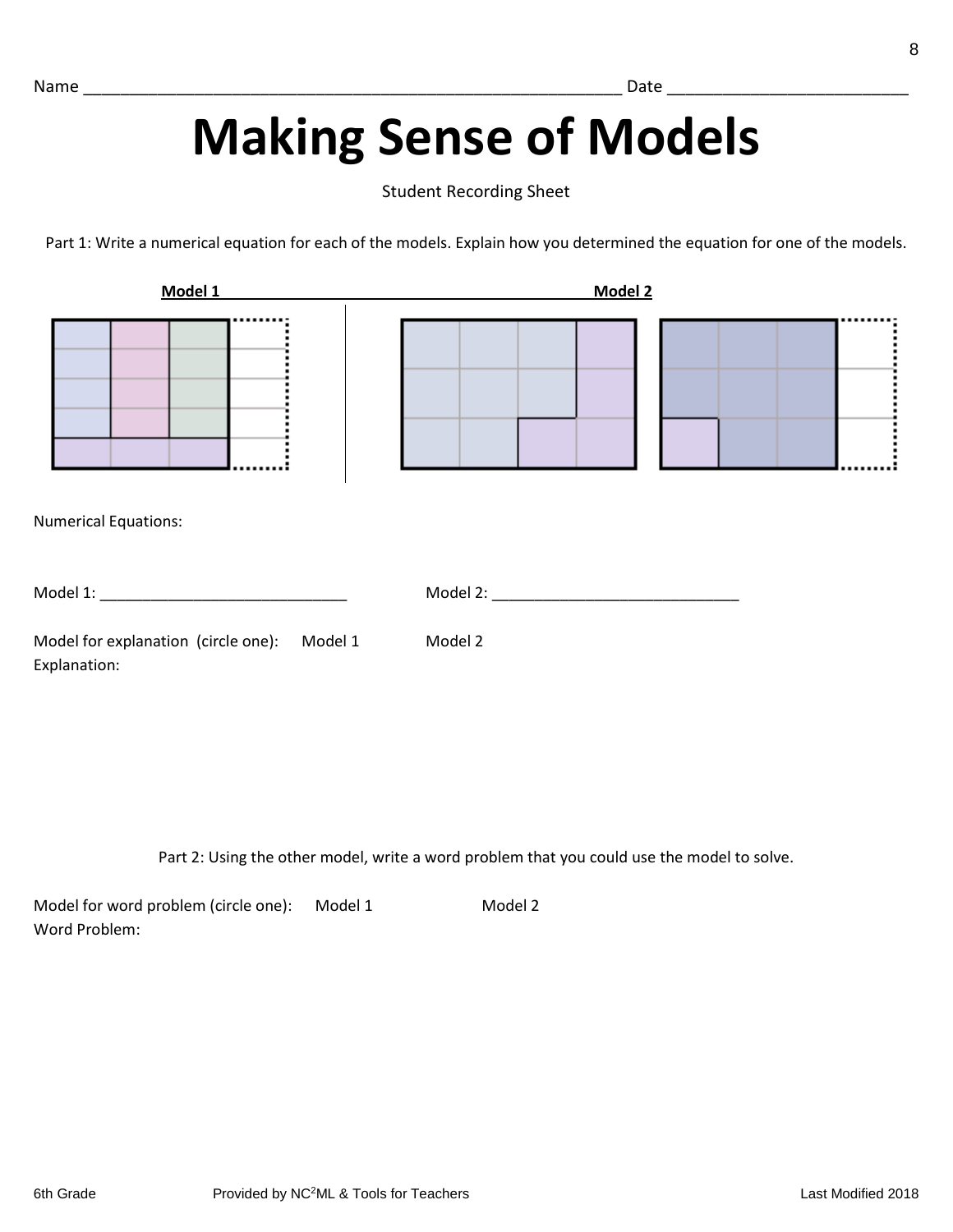Name ___________________________________________________________ Date __________________________

# Making Sense of Models

Student Recording Sheet

Part 1: Write a numerical equation for each of the models. Explain how you determined the equation for one of the models.

**Model 1** **Model 2**

Numerical Equations:

Model 1: _____________________________ Model 2: _____________________________

Model for explanation (circle one): Model 1 Model 2

Explanation:

Part 2: Using the other model, write a word problem that you could use the model to solve.

Model for word problem (circle one): Model 1 Model 2

Word Problem: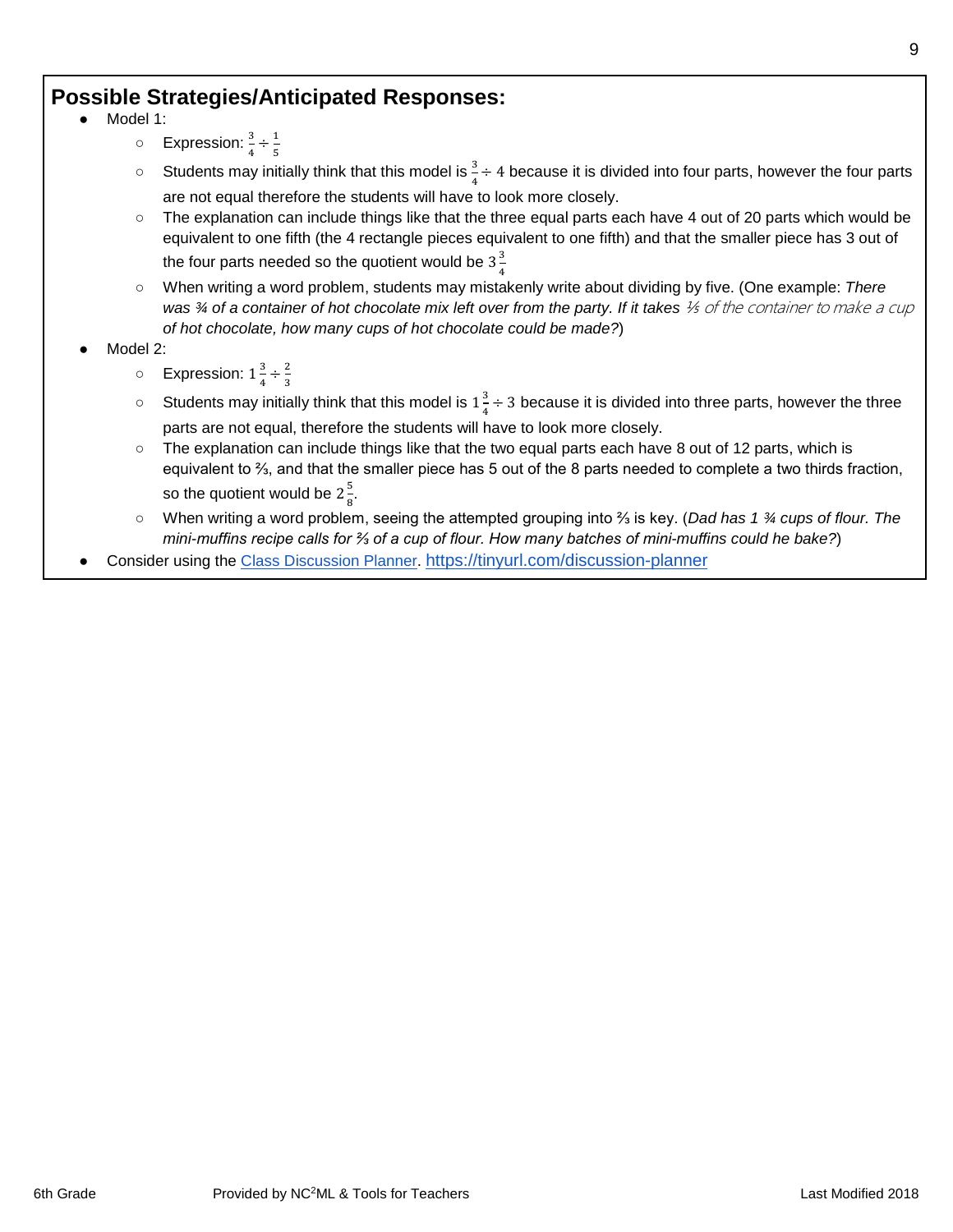## Possible Strategies/Anticipated Responses:

- Model 1:
  - Expression: $\frac{3}{4} \div \frac{1}{5}$
  - Students may initially think that this model is $\frac{3}{4} \div 4$ because it is divided into four parts, however the four parts are not equal therefore the students will have to look more closely.
  - The explanation can include things like that the three equal parts each have 4 out of 20 parts which would be equivalent to one fifth (the 4 rectangle pieces equivalent to one fifth) and that the smaller piece has 3 out of the four parts needed so the quotient would be $3\frac{3}{4}$
  - When writing a word problem, students may mistakenly write about dividing by five. (One example: *There was ¾ of a container of hot chocolate mix left over from the party. If it takes ⅕ of the container to make a cup of hot chocolate, how many cups of hot chocolate could be made?*)
- Model 2:
  - Expression: $1\frac{3}{4} \div \frac{2}{3}$
  - Students may initially think that this model is $1\frac{3}{4} \div 3$ because it is divided into three parts, however the three parts are not equal, therefore the students will have to look more closely.
  - The explanation can include things like that the two equal parts each have 8 out of 12 parts, which is equivalent to ⅔, and that the smaller piece has 5 out of the 8 parts needed to complete a two thirds fraction, so the quotient would be $2\frac{5}{8}$.
  - When writing a word problem, seeing the attempted grouping into ⅔ is key. (*Dad has 1 ¾ cups of flour. The mini-muffins recipe calls for ⅔ of a cup of flour. How many batches of mini-muffins could he bake?*)
- Consider using the Class Discussion Planner. https://tinyurl.com/discussion-planner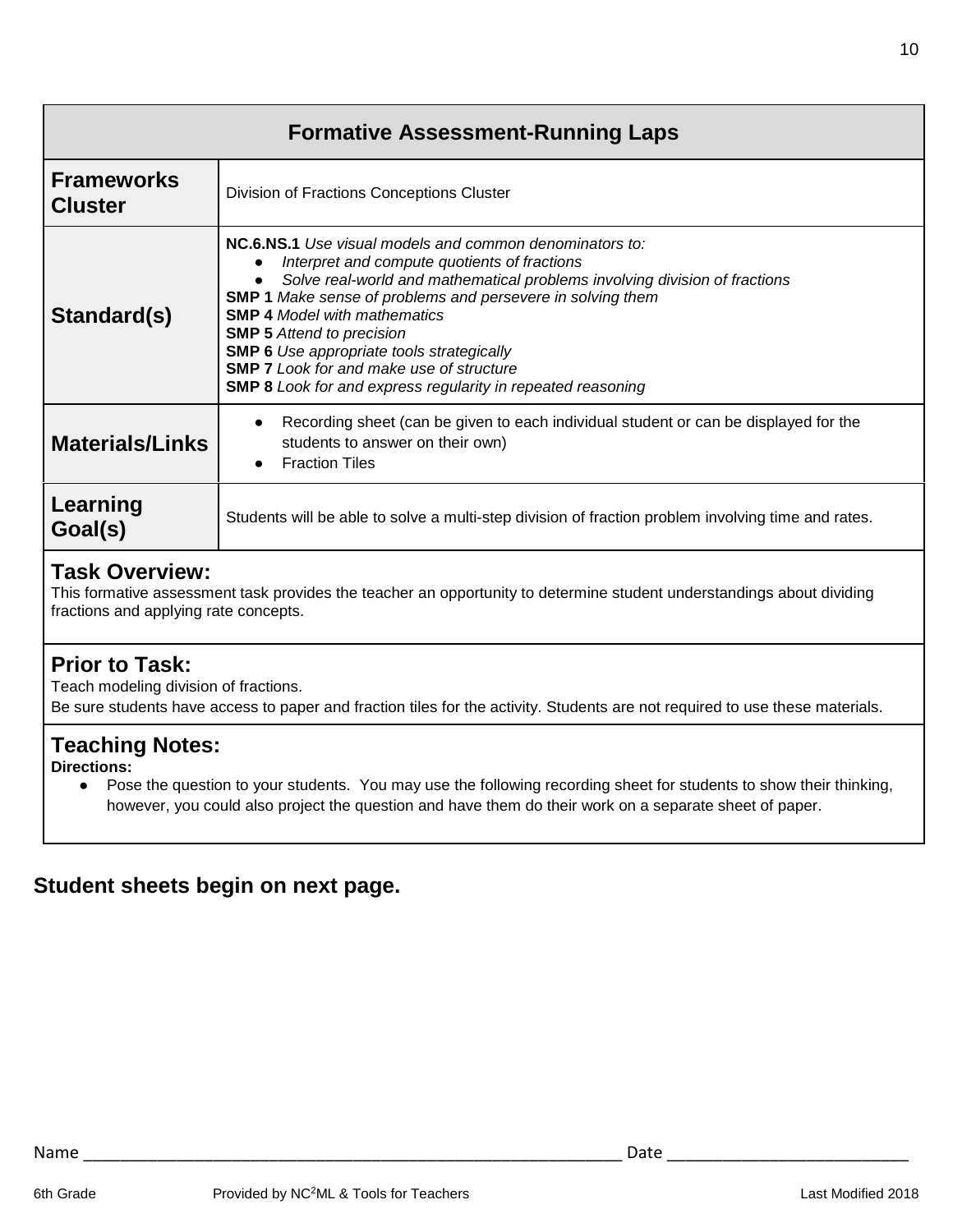| Formative Assessment-Running Laps | |
|---|---|
| **Frameworks Cluster** | Division of Fractions Conceptions Cluster |
| **Standard(s)** | **NC.6.NS.1** *Use visual models and common denominators to:*<br>● *Interpret and compute quotients of fractions*<br>● *Solve real-world and mathematical problems involving division of fractions*<br>**SMP 1** *Make sense of problems and persevere in solving them*<br>**SMP 4** *Model with mathematics*<br>**SMP 5** *Attend to precision*<br>**SMP 6** *Use appropriate tools strategically*<br>**SMP 7** *Look for and make use of structure*<br>**SMP 8** *Look for and express regularity in repeated reasoning* |
| **Materials/Links** | ● Recording sheet (can be given to each individual student or can be displayed for the students to answer on their own)<br>● Fraction Tiles |
| **Learning Goal(s)** | Students will be able to solve a multi-step division of fraction problem involving time and rates. |

## Task Overview:

This formative assessment task provides the teacher an opportunity to determine student understandings about dividing fractions and applying rate concepts.

## Prior to Task:

Teach modeling division of fractions.
Be sure students have access to paper and fraction tiles for the activity. Students are not required to use these materials.

## Teaching Notes:

**Directions:**

- Pose the question to your students. You may use the following recording sheet for students to show their thinking, however, you could also project the question and have them do their work on a separate sheet of paper.

**Student sheets begin on next page.**

Name ______________________________________________________________ Date ___________________________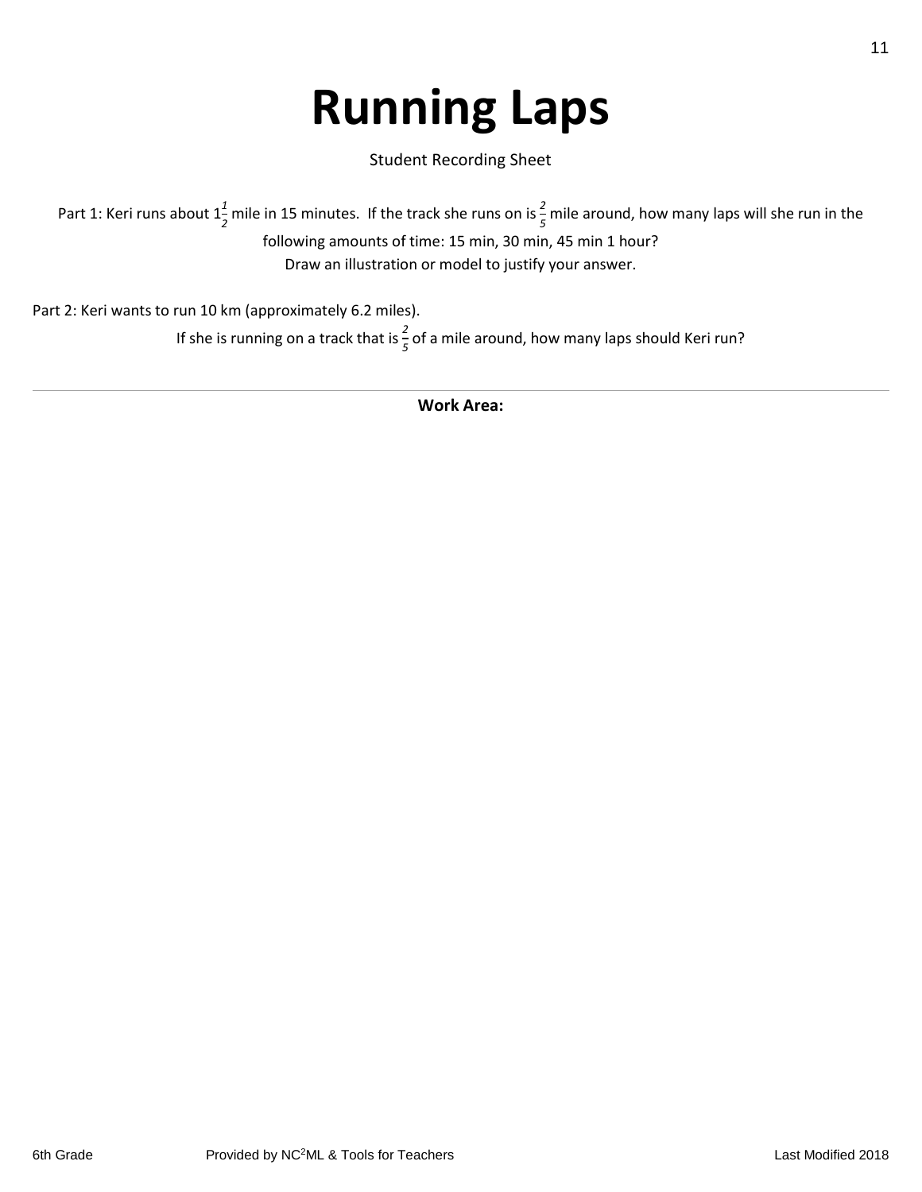# Running Laps

Student Recording Sheet

Part 1: Keri runs about $1\frac{1}{2}$ mile in 15 minutes. If the track she runs on is $\frac{2}{5}$ mile around, how many laps will she run in the following amounts of time: 15 min, 30 min, 45 min 1 hour?

Draw an illustration or model to justify your answer.

Part 2: Keri wants to run 10 km (approximately 6.2 miles).

If she is running on a track that is $\frac{2}{5}$ of a mile around, how many laps should Keri run?

---

**Work Area:**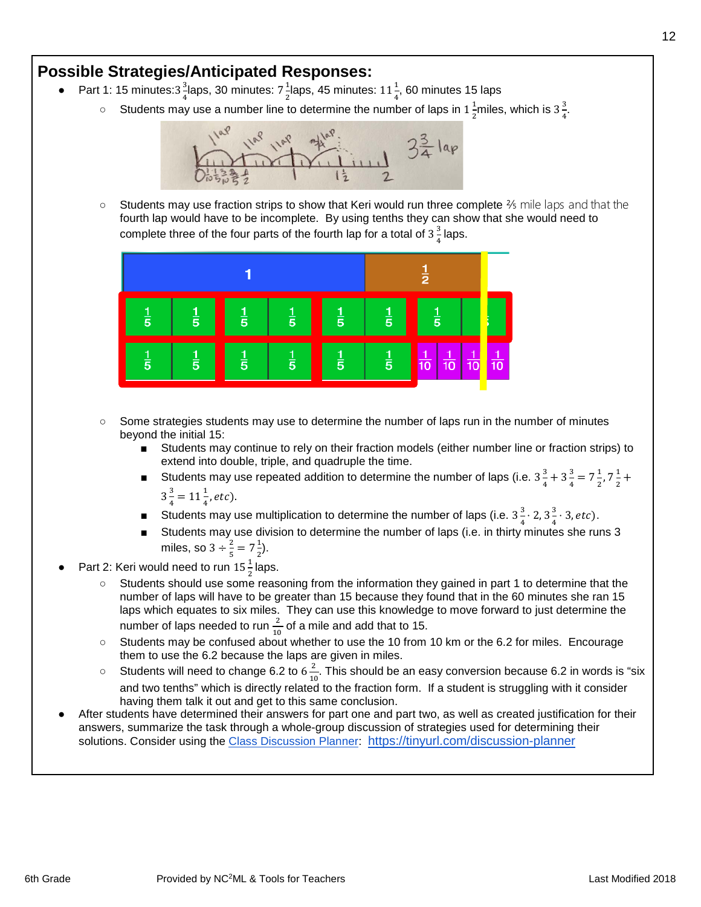## Possible Strategies/Anticipated Responses:

- Part 1: 15 minutes: $3\frac{3}{4}$ laps, 30 minutes: $7\frac{1}{2}$ laps, 45 minutes: $11\frac{1}{4}$, 60 minutes 15 laps
  - Students may use a number line to determine the number of laps in $1\frac{1}{2}$ miles, which is $3\frac{3}{4}$.
  - Students may use fraction strips to show that Keri would run three complete ⅖ mile laps and that the fourth lap would have to be incomplete. By using tenths they can show that she would need to complete three of the four parts of the fourth lap for a total of $3\frac{3}{4}$ laps.
  - Some strategies students may use to determine the number of laps run in the number of minutes beyond the initial 15:
    - Students may continue to rely on their fraction models (either number line or fraction strips) to extend into double, triple, and quadruple the time.
    - Students may use repeated addition to determine the number of laps (i.e. $3\frac{3}{4} + 3\frac{3}{4} = 7\frac{1}{2}, 7\frac{1}{2} + 3\frac{3}{4} = 11\frac{1}{4}, etc$).
    - Students may use multiplication to determine the number of laps (i.e. $3\frac{3}{4} \cdot 2, 3\frac{3}{4} \cdot 3, etc$).
    - Students may use division to determine the number of laps (i.e. in thirty minutes she runs 3 miles, so $3 \div \frac{2}{5} = 7\frac{1}{2}$).
- Part 2: Keri would need to run $15\frac{1}{2}$ laps.
  - Students should use some reasoning from the information they gained in part 1 to determine that the number of laps will have to be greater than 15 because they found that in the 60 minutes she ran 15 laps which equates to six miles. They can use this knowledge to move forward to just determine the number of laps needed to run $\frac{2}{10}$ of a mile and add that to 15.
  - Students may be confused about whether to use the 10 from 10 km or the 6.2 for miles. Encourage them to use the 6.2 because the laps are given in miles.
  - Students will need to change 6.2 to $6\frac{2}{10}$. This should be an easy conversion because 6.2 in words is "six and two tenths" which is directly related to the fraction form. If a student is struggling with it consider having them talk it out and get to this same conclusion.
- After students have determined their answers for part one and part two, as well as created justification for their answers, summarize the task through a whole-group discussion of strategies used for determining their solutions. Consider using the Class Discussion Planner: https://tinyurl.com/discussion-planner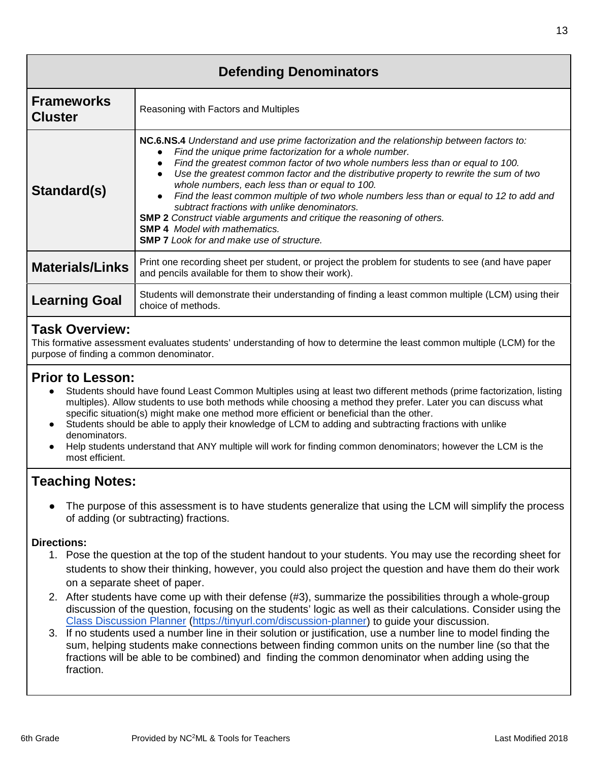# Defending Denominators

| | |
|---|---|
| **Frameworks Cluster** | Reasoning with Factors and Multiples |
| **Standard(s)** | **NC.6.NS.4** *Understand and use prime factorization and the relationship between factors to:*<br>● *Find the unique prime factorization for a whole number.*<br>● *Find the greatest common factor of two whole numbers less than or equal to 100.*<br>● *Use the greatest common factor and the distributive property to rewrite the sum of two whole numbers, each less than or equal to 100.*<br>● *Find the least common multiple of two whole numbers less than or equal to 12 to add and subtract fractions with unlike denominators.*<br>**SMP 2** *Construct viable arguments and critique the reasoning of others.*<br>**SMP 4** *Model with mathematics.*<br>**SMP 7** *Look for and make use of structure.* |
| **Materials/Links** | Print one recording sheet per student, or project the problem for students to see (and have paper and pencils available for them to show their work). |
| **Learning Goal** | Students will demonstrate their understanding of finding a least common multiple (LCM) using their choice of methods. |

## Task Overview:

This formative assessment evaluates students' understanding of how to determine the least common multiple (LCM) for the purpose of finding a common denominator.

## Prior to Lesson:

- Students should have found Least Common Multiples using at least two different methods (prime factorization, listing multiples). Allow students to use both methods while choosing a method they prefer. Later you can discuss what specific situation(s) might make one method more efficient or beneficial than the other.
- Students should be able to apply their knowledge of LCM to adding and subtracting fractions with unlike denominators.
- Help students understand that ANY multiple will work for finding common denominators; however the LCM is the most efficient.

## Teaching Notes:

- The purpose of this assessment is to have students generalize that using the LCM will simplify the process of adding (or subtracting) fractions.

**Directions:**

1. Pose the question at the top of the student handout to your students. You may use the recording sheet for students to show their thinking, however, you could also project the question and have them do their work on a separate sheet of paper.
2. After students have come up with their defense (#3), summarize the possibilities through a whole-group discussion of the question, focusing on the students' logic as well as their calculations. Consider using the Class Discussion Planner (https://tinyurl.com/discussion-planner) to guide your discussion.
3. If no students used a number line in their solution or justification, use a number line to model finding the sum, helping students make connections between finding common units on the number line (so that the fractions will be able to be combined) and finding the common denominator when adding using the fraction.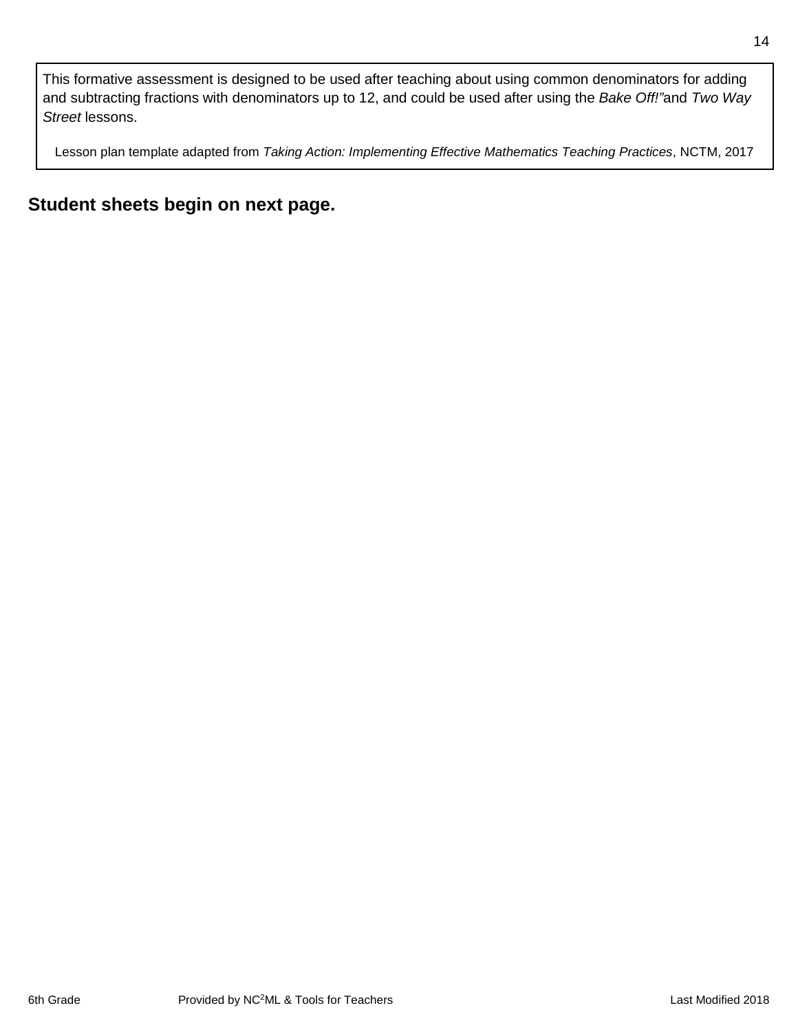This formative assessment is designed to be used after teaching about using common denominators for adding and subtracting fractions with denominators up to 12, and could be used after using the *Bake Off!"*and *Two Way Street* lessons.

Lesson plan template adapted from *Taking Action: Implementing Effective Mathematics Teaching Practices*, NCTM, 2017

**Student sheets begin on next page.**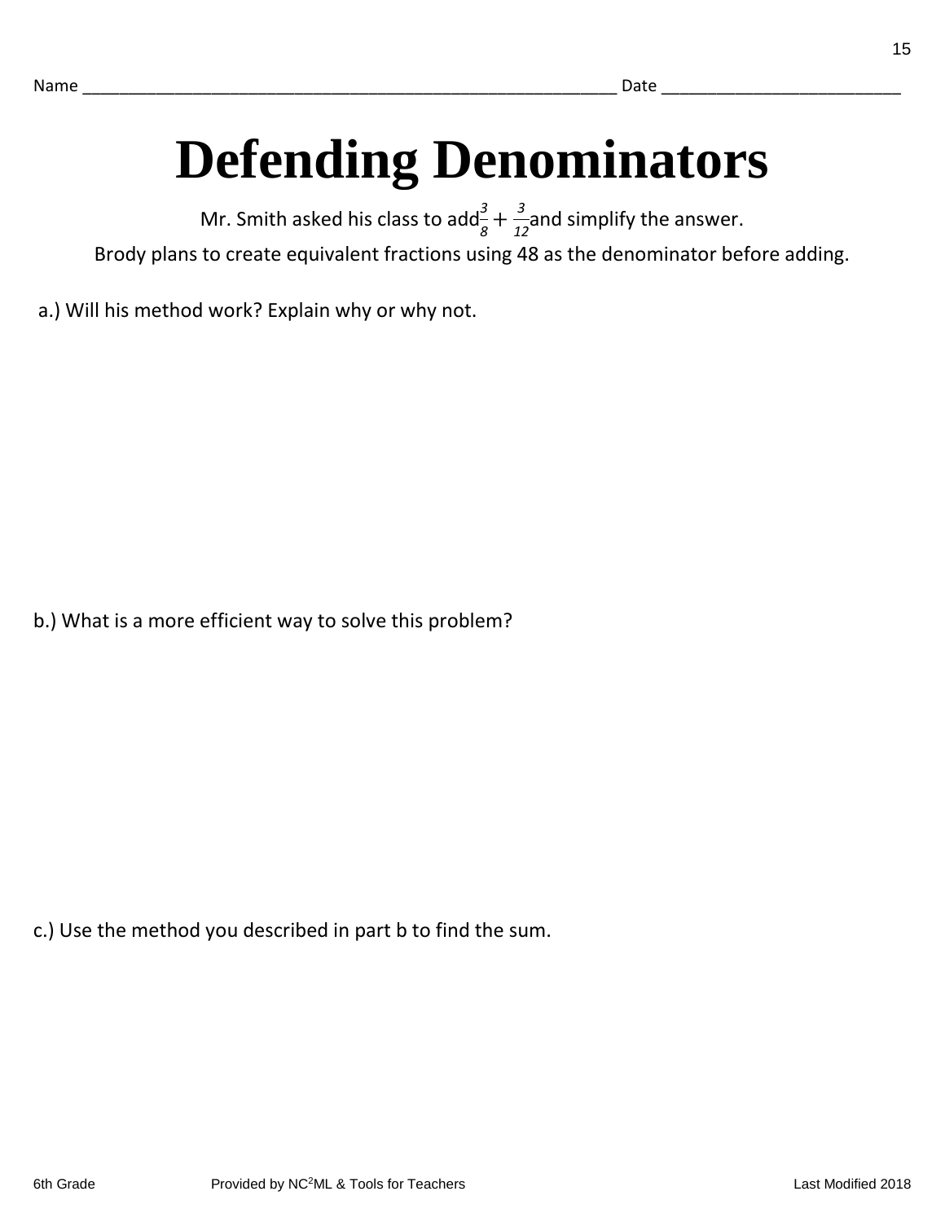Name ___________________________________________________________ Date __________________________

# Defending Denominators

Mr. Smith asked his class to add $\frac{3}{8} + \frac{3}{12}$ and simplify the answer.

Brody plans to create equivalent fractions using 48 as the denominator before adding.

a.) Will his method work? Explain why or why not.

b.) What is a more efficient way to solve this problem?

c.) Use the method you described in part b to find the sum.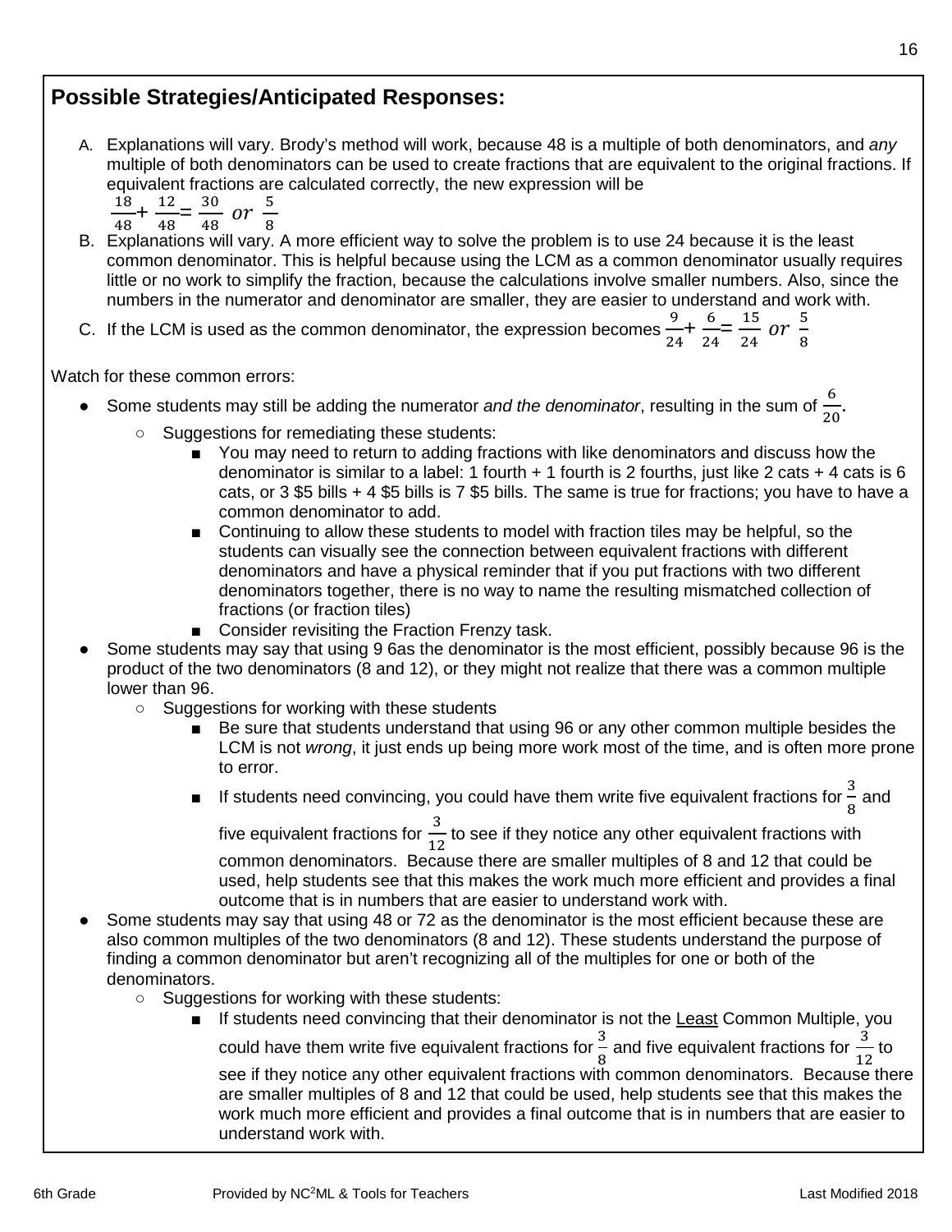## Possible Strategies/Anticipated Responses:

A. Explanations will vary. Brody's method will work, because 48 is a multiple of both denominators, and *any* multiple of both denominators can be used to create fractions that are equivalent to the original fractions. If equivalent fractions are calculated correctly, the new expression will be $\frac{18}{48} + \frac{12}{48} = \frac{30}{48}$ *or* $\frac{5}{8}$

B. Explanations will vary. A more efficient way to solve the problem is to use 24 because it is the least common denominator. This is helpful because using the LCM as a common denominator usually requires little or no work to simplify the fraction, because the calculations involve smaller numbers. Also, since the numbers in the numerator and denominator are smaller, they are easier to understand and work with.

C. If the LCM is used as the common denominator, the expression becomes $\frac{9}{24} + \frac{6}{24} = \frac{15}{24}$ *or* $\frac{5}{8}$

Watch for these common errors:

- Some students may still be adding the numerator *and the denominator*, resulting in the sum of $\frac{6}{20}$.
  - Suggestions for remediating these students:
    - You may need to return to adding fractions with like denominators and discuss how the denominator is similar to a label: 1 fourth + 1 fourth is 2 fourths, just like 2 cats + 4 cats is 6 cats, or 3 $5 bills + 4 $5 bills is 7 $5 bills. The same is true for fractions; you have to have a common denominator to add.
    - Continuing to allow these students to model with fraction tiles may be helpful, so the students can visually see the connection between equivalent fractions with different denominators and have a physical reminder that if you put fractions with two different denominators together, there is no way to name the resulting mismatched collection of fractions (or fraction tiles)
    - Consider revisiting the Fraction Frenzy task.
- Some students may say that using 9 6as the denominator is the most efficient, possibly because 96 is the product of the two denominators (8 and 12), or they might not realize that there was a common multiple lower than 96.
  - Suggestions for working with these students
    - Be sure that students understand that using 96 or any other common multiple besides the LCM is not *wrong*, it just ends up being more work most of the time, and is often more prone to error.
    - If students need convincing, you could have them write five equivalent fractions for $\frac{3}{8}$ and five equivalent fractions for $\frac{3}{12}$ to see if they notice any other equivalent fractions with common denominators. Because there are smaller multiples of 8 and 12 that could be used, help students see that this makes the work much more efficient and provides a final outcome that is in numbers that are easier to understand work with.
- Some students may say that using 48 or 72 as the denominator is the most efficient because these are also common multiples of the two denominators (8 and 12). These students understand the purpose of finding a common denominator but aren't recognizing all of the multiples for one or both of the denominators.
  - Suggestions for working with these students:
    - If students need convincing that their denominator is not the Least Common Multiple, you could have them write five equivalent fractions for $\frac{3}{8}$ and five equivalent fractions for $\frac{3}{12}$ to see if they notice any other equivalent fractions with common denominators. Because there are smaller multiples of 8 and 12 that could be used, help students see that this makes the work much more efficient and provides a final outcome that is in numbers that are easier to understand work with.